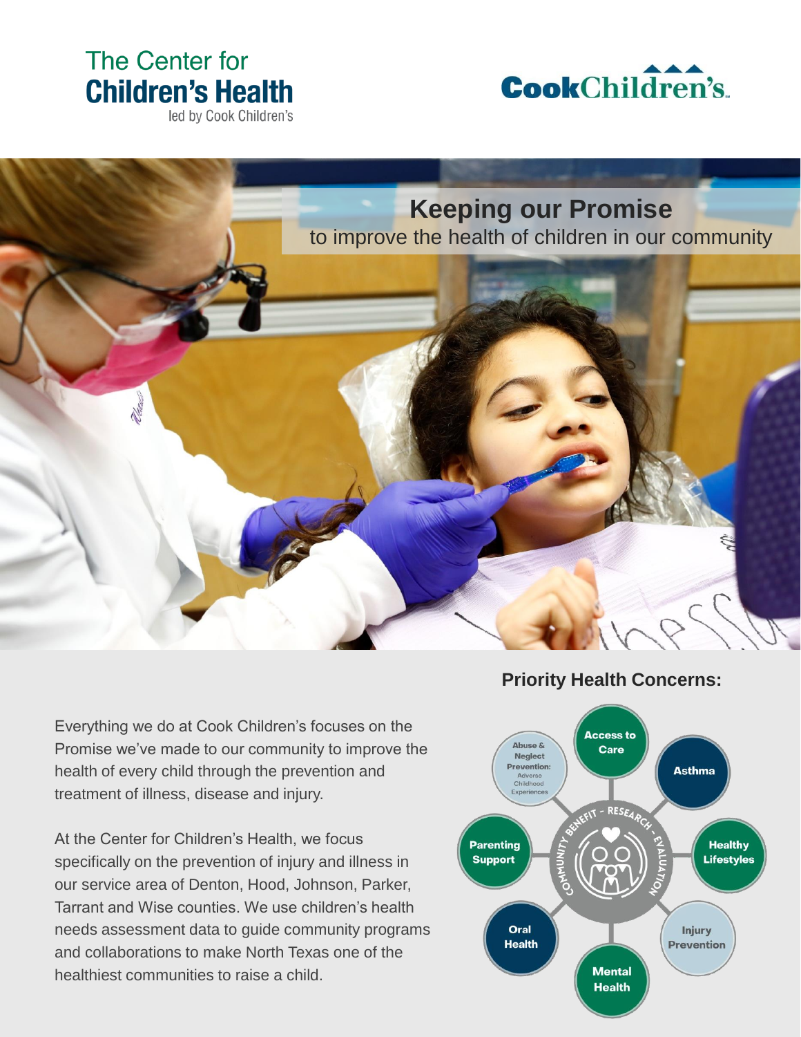The Center for
**Children's Health**
led by Cook Children's

**CookChildren's.**

# Keeping our Promise

to improve the health of children in our community

Everything we do at Cook Children's focuses on the Promise we've made to our community to improve the health of every child through the prevention and treatment of illness, disease and injury.

At the Center for Children's Health, we focus specifically on the prevention of injury and illness in our service area of Denton, Hood, Johnson, Parker, Tarrant and Wise counties. We use children's health needs assessment data to guide community programs and collaborations to make North Texas one of the healthiest communities to raise a child.

## Priority Health Concerns:

COMMUNITY BENEFIT - RESEARCH - EVALUATION

- Access to Care
- Asthma
- Healthy Lifestyles
- Injury Prevention
- Mental Health
- Oral Health
- Parenting Support
- Abuse & Neglect Prevention: Adverse Childhood Experiences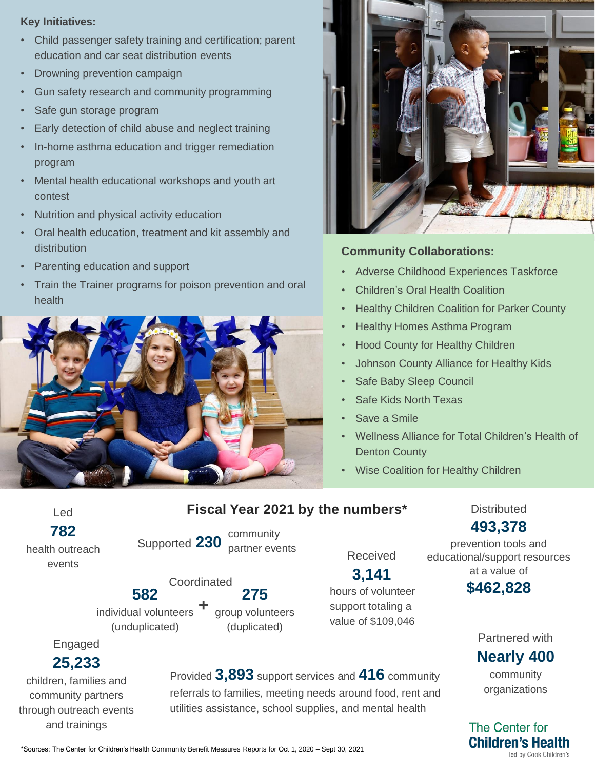**Key Initiatives:**

- Child passenger safety training and certification; parent education and car seat distribution events
- Drowning prevention campaign
- Gun safety research and community programming
- Safe gun storage program
- Early detection of child abuse and neglect training
- In-home asthma education and trigger remediation program
- Mental health educational workshops and youth art contest
- Nutrition and physical activity education
- Oral health education, treatment and kit assembly and distribution
- Parenting education and support
- Train the Trainer programs for poison prevention and oral health

**Community Collaborations:**

- Adverse Childhood Experiences Taskforce
- Children's Oral Health Coalition
- Healthy Children Coalition for Parker County
- Healthy Homes Asthma Program
- Hood County for Healthy Children
- Johnson County Alliance for Healthy Kids
- Safe Baby Sleep Council
- Safe Kids North Texas
- Save a Smile
- Wellness Alliance for Total Children's Health of Denton County
- Wise Coalition for Healthy Children

## Fiscal Year 2021 by the numbers*

Led **782** health outreach events

Supported **230** community partner events

Coordinated **582** individual volunteers (unduplicated) + **275** group volunteers (duplicated)

Received **3,141** hours of volunteer support totaling a value of $109,046

Distributed **493,378** prevention tools and educational/support resources at a value of **$462,828**

Engaged **25,233** children, families and community partners through outreach events and trainings

Provided **3,893** support services and **416** community referrals to families, meeting needs around food, rent and utilities assistance, school supplies, and mental health

Partnered with **Nearly 400** community organizations

The Center for **Children's Health** led by Cook Children's

*Sources: The Center for Children's Health Community Benefit Measures Reports for Oct 1, 2020 – Sept 30, 2021